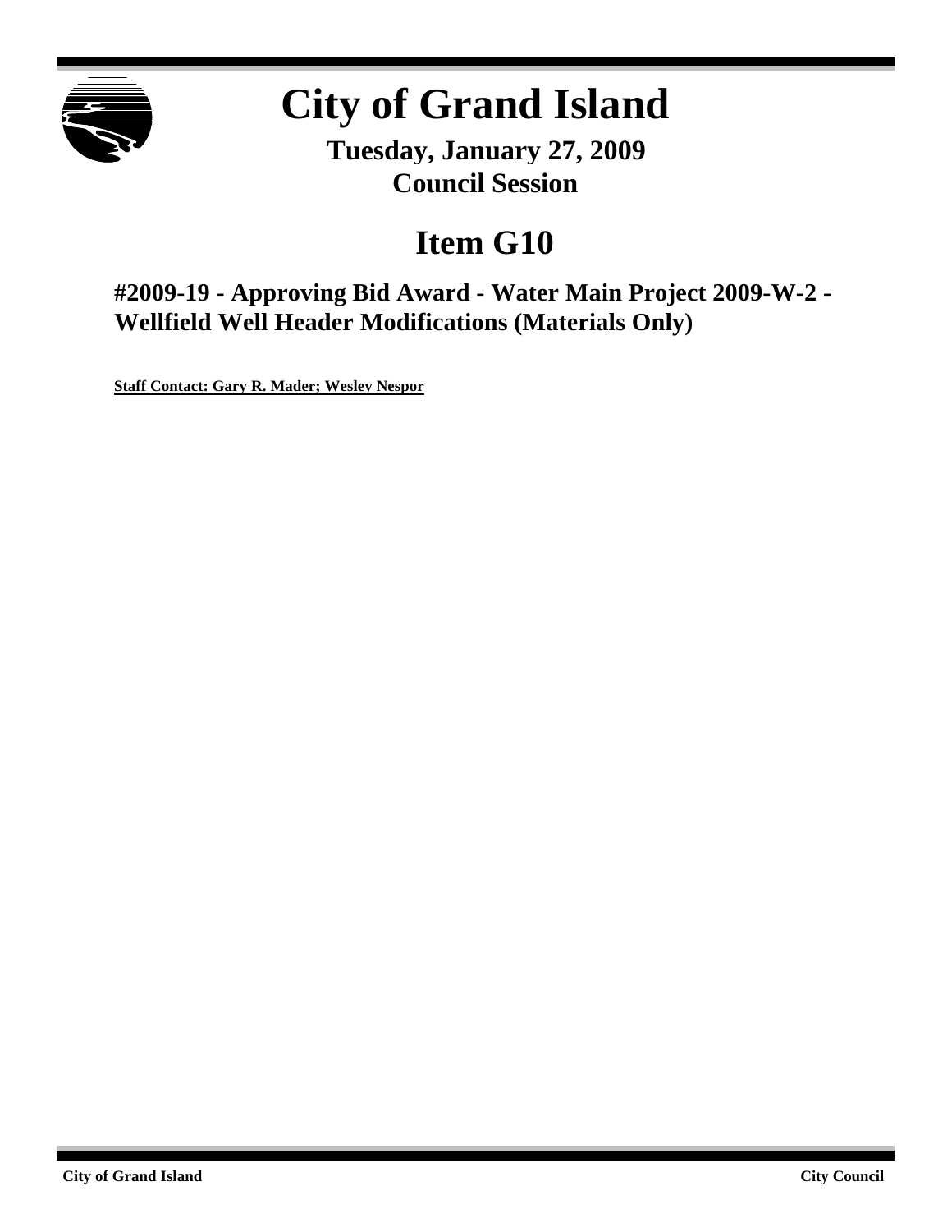# City of Grand Island

**Tuesday, January 27, 2009**
**Council Session**

## Item G10

### #2009-19 - Approving Bid Award - Water Main Project 2009-W-2 - Wellfield Well Header Modifications (Materials Only)

**Staff Contact: Gary R. Mader; Wesley Nespor**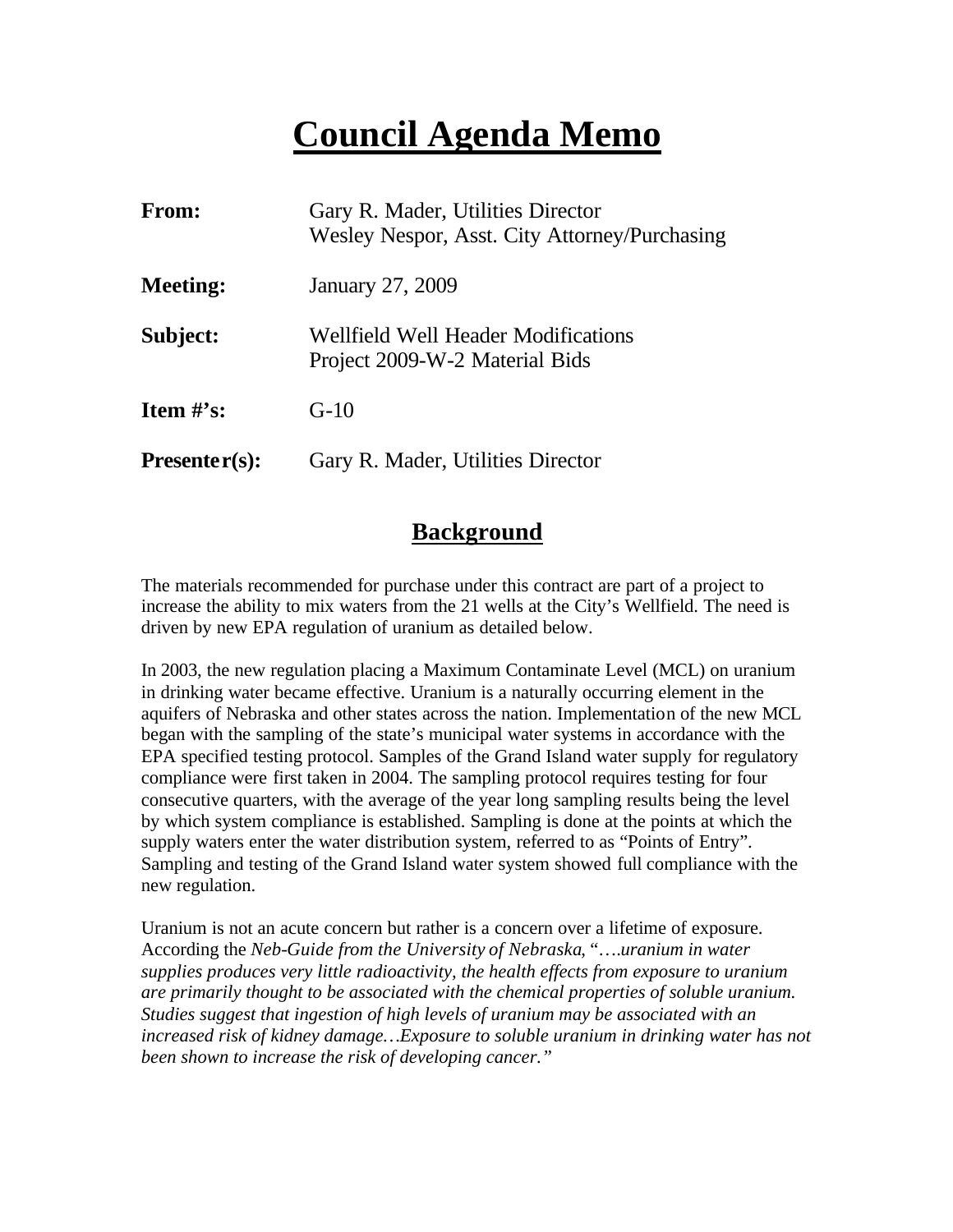# Council Agenda Memo

| | |
|---|---|
| **From:** | Gary R. Mader, Utilities Director<br>Wesley Nespor, Asst. City Attorney/Purchasing |
| **Meeting:** | January 27, 2009 |
| **Subject:** | Wellfield Well Header Modifications<br>Project 2009-W-2 Material Bids |
| **Item #'s:** | G-10 |
| **Presenter(s):** | Gary R. Mader, Utilities Director |

## Background

The materials recommended for purchase under this contract are part of a project to increase the ability to mix waters from the 21 wells at the City's Wellfield. The need is driven by new EPA regulation of uranium as detailed below.

In 2003, the new regulation placing a Maximum Contaminate Level (MCL) on uranium in drinking water became effective. Uranium is a naturally occurring element in the aquifers of Nebraska and other states across the nation. Implementation of the new MCL began with the sampling of the state's municipal water systems in accordance with the EPA specified testing protocol. Samples of the Grand Island water supply for regulatory compliance were first taken in 2004. The sampling protocol requires testing for four consecutive quarters, with the average of the year long sampling results being the level by which system compliance is established. Sampling is done at the points at which the supply waters enter the water distribution system, referred to as "Points of Entry". Sampling and testing of the Grand Island water system showed full compliance with the new regulation.

Uranium is not an acute concern but rather is a concern over a lifetime of exposure. According the *Neb-Guide from the University of Nebraska*, "*….uranium in water supplies produces very little radioactivity, the health effects from exposure to uranium are primarily thought to be associated with the chemical properties of soluble uranium. Studies suggest that ingestion of high levels of uranium may be associated with an increased risk of kidney damage…Exposure to soluble uranium in drinking water has not been shown to increase the risk of developing cancer.*"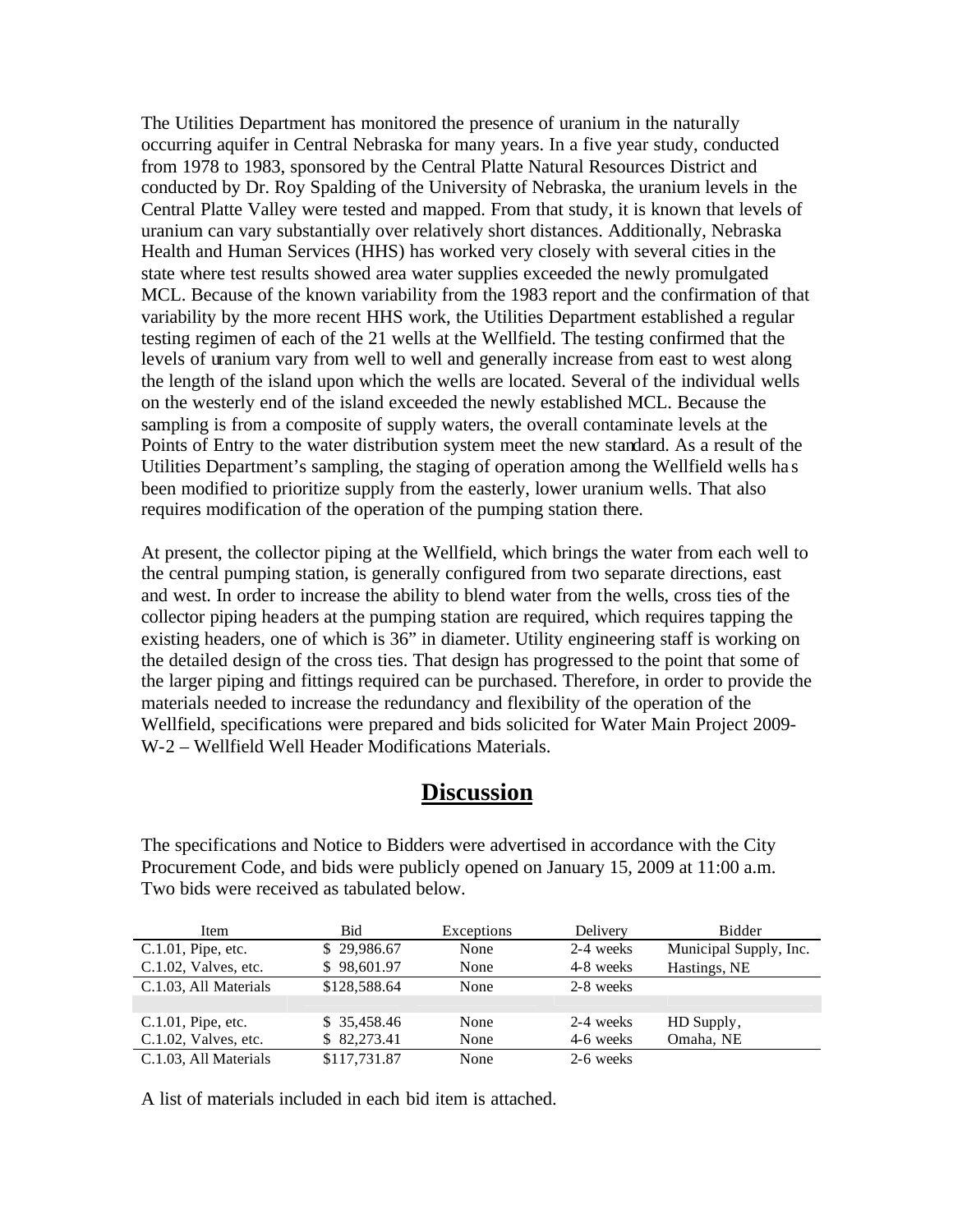The Utilities Department has monitored the presence of uranium in the naturally occurring aquifer in Central Nebraska for many years. In a five year study, conducted from 1978 to 1983, sponsored by the Central Platte Natural Resources District and conducted by Dr. Roy Spalding of the University of Nebraska, the uranium levels in the Central Platte Valley were tested and mapped. From that study, it is known that levels of uranium can vary substantially over relatively short distances. Additionally, Nebraska Health and Human Services (HHS) has worked very closely with several cities in the state where test results showed area water supplies exceeded the newly promulgated MCL. Because of the known variability from the 1983 report and the confirmation of that variability by the more recent HHS work, the Utilities Department established a regular testing regimen of each of the 21 wells at the Wellfield. The testing confirmed that the levels of uranium vary from well to well and generally increase from east to west along the length of the island upon which the wells are located. Several of the individual wells on the westerly end of the island exceeded the newly established MCL. Because the sampling is from a composite of supply waters, the overall contaminate levels at the Points of Entry to the water distribution system meet the new standard. As a result of the Utilities Department's sampling, the staging of operation among the Wellfield wells has been modified to prioritize supply from the easterly, lower uranium wells. That also requires modification of the operation of the pumping station there.

At present, the collector piping at the Wellfield, which brings the water from each well to the central pumping station, is generally configured from two separate directions, east and west. In order to increase the ability to blend water from the wells, cross ties of the collector piping headers at the pumping station are required, which requires tapping the existing headers, one of which is 36" in diameter. Utility engineering staff is working on the detailed design of the cross ties. That design has progressed to the point that some of the larger piping and fittings required can be purchased. Therefore, in order to provide the materials needed to increase the redundancy and flexibility of the operation of the Wellfield, specifications were prepared and bids solicited for Water Main Project 2009-W-2 – Wellfield Well Header Modifications Materials.

## Discussion

The specifications and Notice to Bidders were advertised in accordance with the City Procurement Code, and bids were publicly opened on January 15, 2009 at 11:00 a.m. Two bids were received as tabulated below.

| Item | Bid | Exceptions | Delivery | Bidder |
|---|---|---|---|---|
| C.1.01, Pipe, etc. | $ 29,986.67 | None | 2-4 weeks | Municipal Supply, Inc. |
| C.1.02, Valves, etc. | $ 98,601.97 | None | 4-8 weeks | Hastings, NE |
| C.1.03, All Materials | $128,588.64 | None | 2-8 weeks | |
| | | | | |
| C.1.01, Pipe, etc. | $ 35,458.46 | None | 2-4 weeks | HD Supply, |
| C.1.02, Valves, etc. | $ 82,273.41 | None | 4-6 weeks | Omaha, NE |
| C.1.03, All Materials | $117,731.87 | None | 2-6 weeks | |

A list of materials included in each bid item is attached.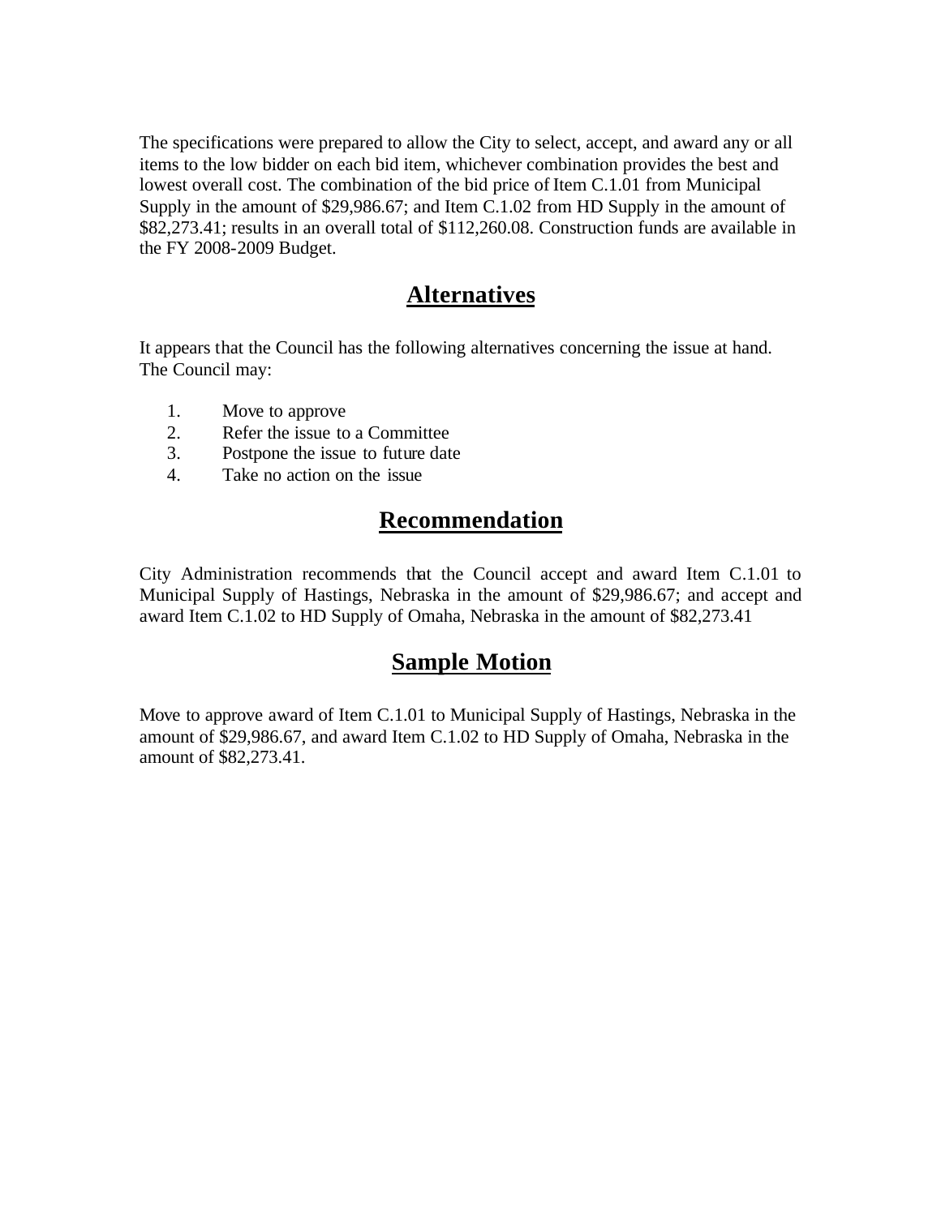The specifications were prepared to allow the City to select, accept, and award any or all items to the low bidder on each bid item, whichever combination provides the best and lowest overall cost. The combination of the bid price of Item C.1.01 from Municipal Supply in the amount of $29,986.67; and Item C.1.02 from HD Supply in the amount of $82,273.41; results in an overall total of $112,260.08. Construction funds are available in the FY 2008-2009 Budget.

## Alternatives

It appears that the Council has the following alternatives concerning the issue at hand. The Council may:

1. Move to approve
2. Refer the issue to a Committee
3. Postpone the issue to future date
4. Take no action on the issue

## Recommendation

City Administration recommends that the Council accept and award Item C.1.01 to Municipal Supply of Hastings, Nebraska in the amount of $29,986.67; and accept and award Item C.1.02 to HD Supply of Omaha, Nebraska in the amount of $82,273.41

## Sample Motion

Move to approve award of Item C.1.01 to Municipal Supply of Hastings, Nebraska in the amount of $29,986.67, and award Item C.1.02 to HD Supply of Omaha, Nebraska in the amount of $82,273.41.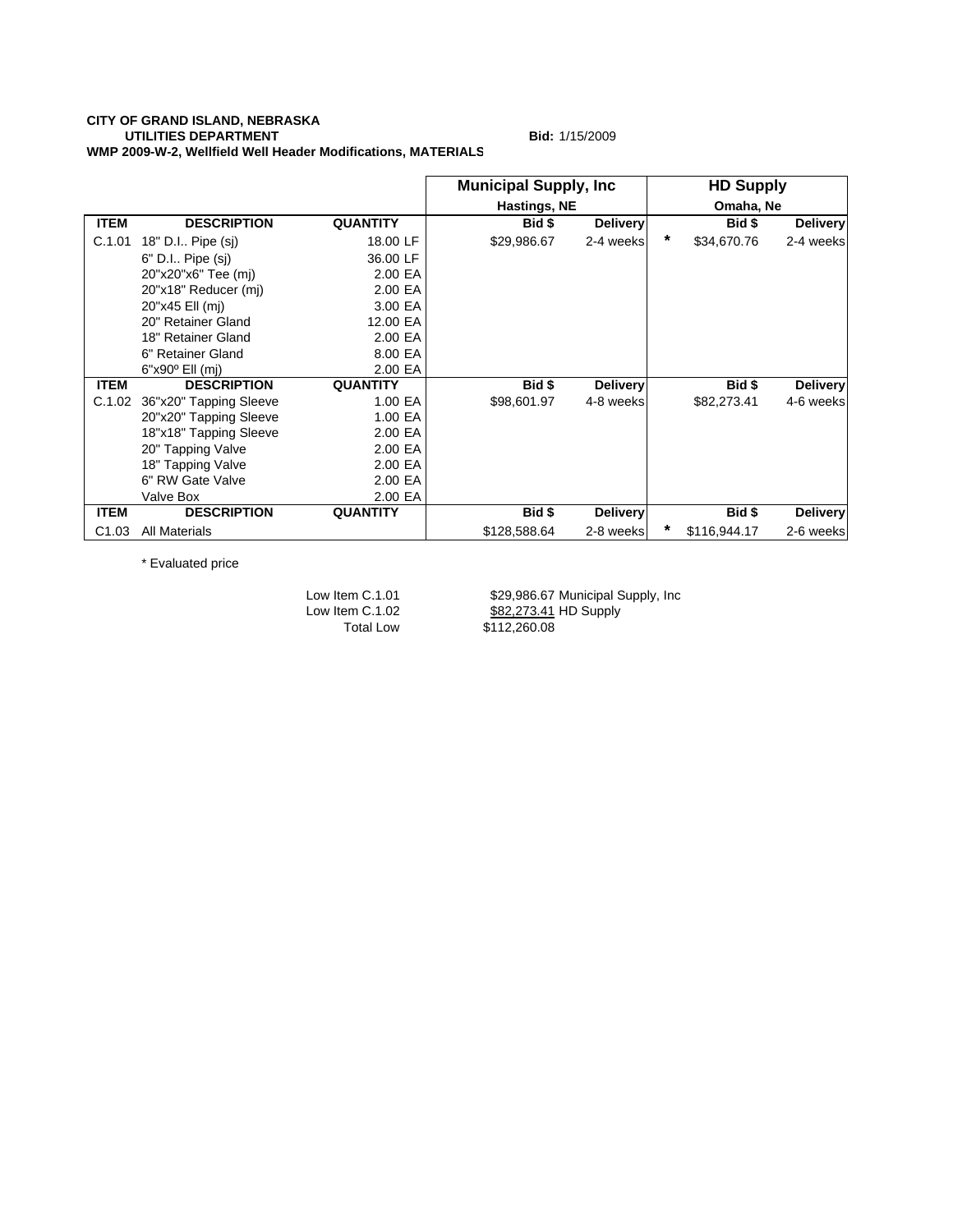**CITY OF GRAND ISLAND, NEBRASKA**
**UTILITIES DEPARTMENT** **Bid:** 1/15/2009
**WMP 2009-W-2, Wellfield Well Header Modifications, MATERIALS**

| | | | Municipal Supply, Inc | | | HD Supply | |
|---|---|---|---|---|---|---|---|
| | | | Hastings, NE | | | Omaha, Ne | |
| **ITEM** | **DESCRIPTION** | **QUANTITY** | **Bid $** | **Delivery** | | **Bid $** | **Delivery** |
| C.1.01 | 18" D.I.. Pipe (sj) | 18.00 LF | $29,986.67 | 2-4 weeks | * | $34,670.76 | 2-4 weeks |
| | 6" D.I.. Pipe (sj) | 36.00 LF | | | | | |
| | 20"x20"x6" Tee (mj) | 2.00 EA | | | | | |
| | 20"x18" Reducer (mj) | 2.00 EA | | | | | |
| | 20"x45 Ell (mj) | 3.00 EA | | | | | |
| | 20" Retainer Gland | 12.00 EA | | | | | |
| | 18" Retainer Gland | 2.00 EA | | | | | |
| | 6" Retainer Gland | 8.00 EA | | | | | |
| | 6"x90º Ell (mj) | 2.00 EA | | | | | |
| **ITEM** | **DESCRIPTION** | **QUANTITY** | **Bid $** | **Delivery** | | **Bid $** | **Delivery** |
| C.1.02 | 36"x20" Tapping Sleeve | 1.00 EA | $98,601.97 | 4-8 weeks | | $82,273.41 | 4-6 weeks |
| | 20"x20" Tapping Sleeve | 1.00 EA | | | | | |
| | 18"x18" Tapping Sleeve | 2.00 EA | | | | | |
| | 20" Tapping Valve | 2.00 EA | | | | | |
| | 18" Tapping Valve | 2.00 EA | | | | | |
| | 6" RW Gate Valve | 2.00 EA | | | | | |
| | Valve Box | 2.00 EA | | | | | |
| **ITEM** | **DESCRIPTION** | **QUANTITY** | **Bid $** | **Delivery** | | **Bid $** | **Delivery** |
| C1.03 | All Materials | | $128,588.64 | 2-8 weeks | * | $116,944.17 | 2-6 weeks |

* Evaluated price

| | | |
|---|---|---|
| Low Item C.1.01 | $29,986.67 | Municipal Supply, Inc |
| Low Item C.1.02 | $82,273.41 | HD Supply |
| Total Low | $112,260.08 | |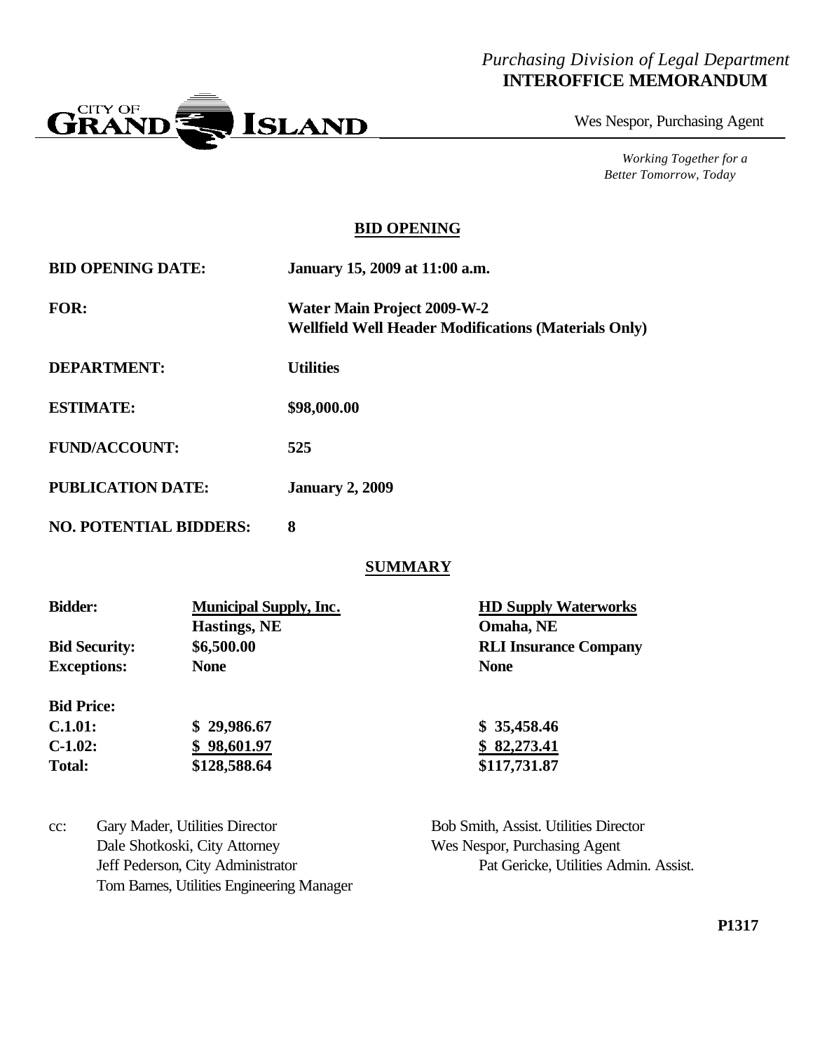*Purchasing Division of Legal Department*
**INTEROFFICE MEMORANDUM**

CITY OF GRAND ISLAND

Wes Nespor, Purchasing Agent

*Working Together for a Better Tomorrow, Today*

## BID OPENING

**BID OPENING DATE:** **January 15, 2009 at 11:00 a.m.**

**FOR:** **Water Main Project 2009-W-2**
**Wellfield Well Header Modifications (Materials Only)**

**DEPARTMENT:** **Utilities**

**ESTIMATE:** **$98,000.00**

**FUND/ACCOUNT:** **525**

**PUBLICATION DATE:** **January 2, 2009**

**NO. POTENTIAL BIDDERS:** **8**

## SUMMARY

| **Bidder:** | **Municipal Supply, Inc.** | **HD Supply Waterworks** |
|---|---|---|
| | **Hastings, NE** | **Omaha, NE** |
| **Bid Security:** | **$6,500.00** | **RLI Insurance Company** |
| **Exceptions:** | **None** | **None** |
| **Bid Price:** | | |
| **C.1.01:** | **$ 29,986.67** | **$ 35,458.46** |
| **C-1.02:** | **$ 98,601.97** | **$ 82,273.41** |
| **Total:** | **$128,588.64** | **$117,731.87** |

cc: Gary Mader, Utilities Director
Dale Shotkoski, City Attorney
Jeff Pederson, City Administrator
Tom Barnes, Utilities Engineering Manager
Bob Smith, Assist. Utilities Director
Wes Nespor, Purchasing Agent
Pat Gericke, Utilities Admin. Assist.

**P1317**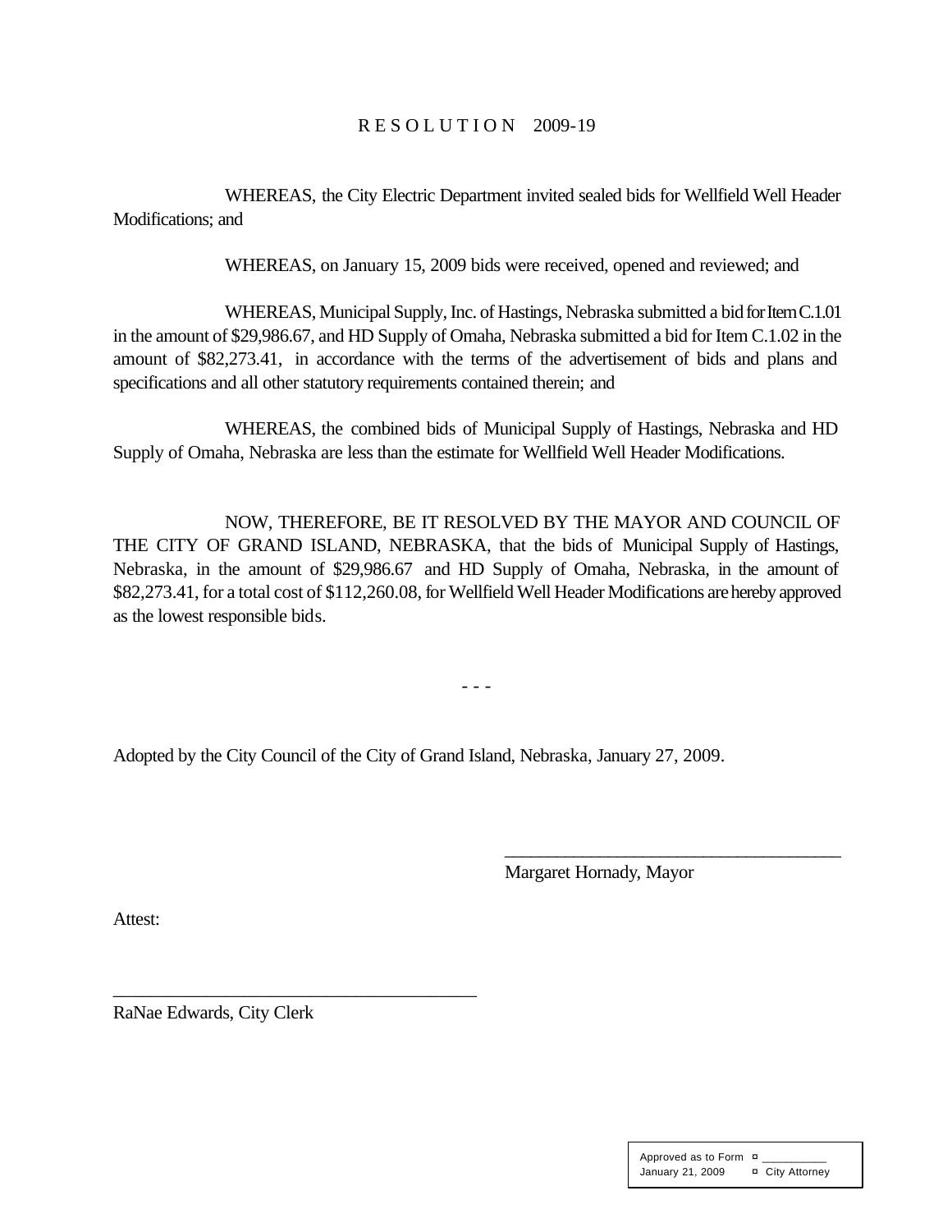# R E S O L U T I O N 2009-19

WHEREAS, the City Electric Department invited sealed bids for Wellfield Well Header Modifications; and

WHEREAS, on January 15, 2009 bids were received, opened and reviewed; and

WHEREAS, Municipal Supply, Inc. of Hastings, Nebraska submitted a bid for Item C.1.01 in the amount of $29,986.67, and HD Supply of Omaha, Nebraska submitted a bid for Item C.1.02 in the amount of $82,273.41, in accordance with the terms of the advertisement of bids and plans and specifications and all other statutory requirements contained therein; and

WHEREAS, the combined bids of Municipal Supply of Hastings, Nebraska and HD Supply of Omaha, Nebraska are less than the estimate for Wellfield Well Header Modifications.

NOW, THEREFORE, BE IT RESOLVED BY THE MAYOR AND COUNCIL OF THE CITY OF GRAND ISLAND, NEBRASKA, that the bids of Municipal Supply of Hastings, Nebraska, in the amount of $29,986.67 and HD Supply of Omaha, Nebraska, in the amount of $82,273.41, for a total cost of $112,260.08, for Wellfield Well Header Modifications are hereby approved as the lowest responsible bids.

- - -

Adopted by the City Council of the City of Grand Island, Nebraska, January 27, 2009.

_____________________________________
Margaret Hornady, Mayor

Attest:

_______________________________________
RaNae Edwards, City Clerk

| | |
|---|---|
| Approved as to Form | ¤ __________ |
| January 21, 2009 | ¤ City Attorney |